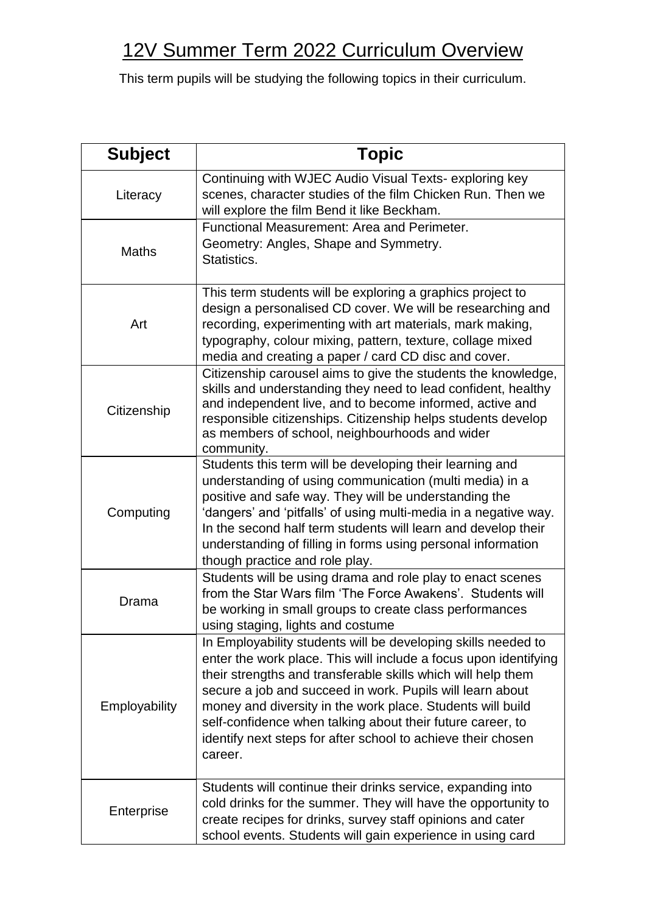# 12V Summer Term 2022 Curriculum Overview

This term pupils will be studying the following topics in their curriculum.

| Subject | Topic |
| --- | --- |
| Literacy | Continuing with WJEC Audio Visual Texts- exploring key scenes, character studies of the film Chicken Run. Then we will explore the film Bend it like Beckham. |
| Maths | Functional Measurement: Area and Perimeter.<br>Geometry: Angles, Shape and Symmetry.<br>Statistics. |
| Art | This term students will be exploring a graphics project to design a personalised CD cover. We will be researching and recording, experimenting with art materials, mark making, typography, colour mixing, pattern, texture, collage mixed media and creating a paper / card CD disc and cover. |
| Citizenship | Citizenship carousel aims to give the students the knowledge, skills and understanding they need to lead confident, healthy and independent live, and to become informed, active and responsible citizenships. Citizenship helps students develop as members of school, neighbourhoods and wider community. |
| Computing | Students this term will be developing their learning and understanding of using communication (multi media) in a positive and safe way. They will be understanding the 'dangers' and 'pitfalls' of using multi-media in a negative way. In the second half term students will learn and develop their understanding of filling in forms using personal information though practice and role play. |
| Drama | Students will be using drama and role play to enact scenes from the Star Wars film 'The Force Awakens'. Students will be working in small groups to create class performances using staging, lights and costume |
| Employability | In Employability students will be developing skills needed to enter the work place. This will include a focus upon identifying their strengths and transferable skills which will help them secure a job and succeed in work. Pupils will learn about money and diversity in the work place. Students will build self-confidence when talking about their future career, to identify next steps for after school to achieve their chosen career. |
| Enterprise | Students will continue their drinks service, expanding into cold drinks for the summer. They will have the opportunity to create recipes for drinks, survey staff opinions and cater school events. Students will gain experience in using card |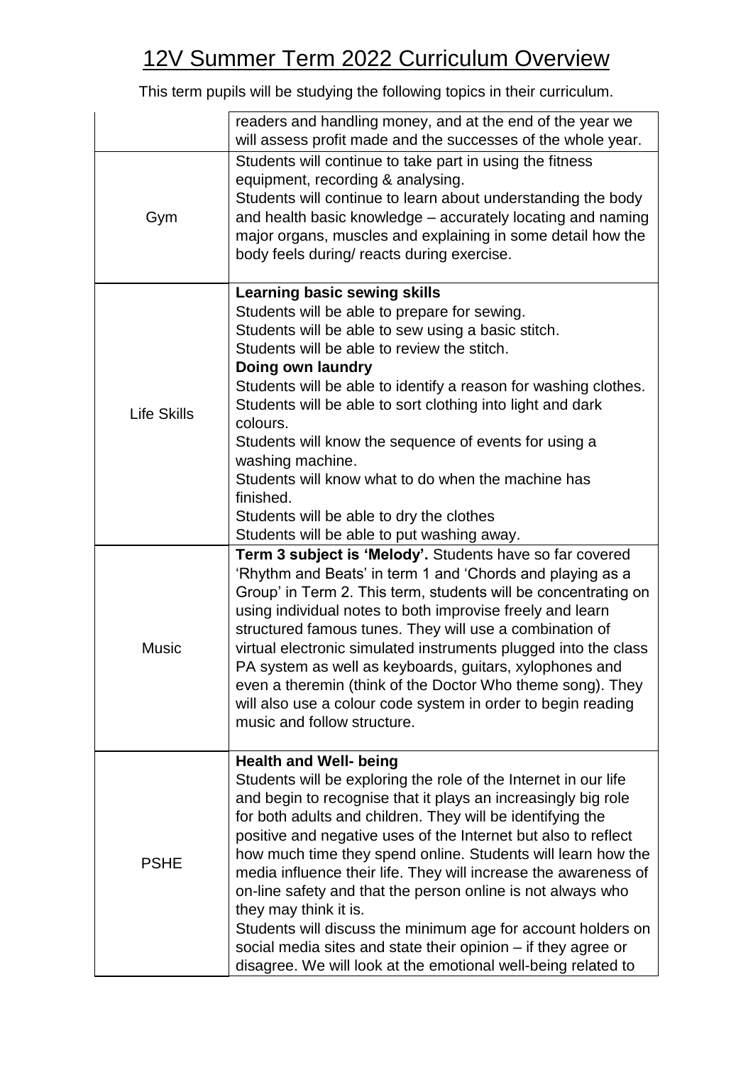# 12V Summer Term 2022 Curriculum Overview

This term pupils will be studying the following topics in their curriculum.

| | |
|---|---|
| | readers and handling money, and at the end of the year we will assess profit made and the successes of the whole year. |
| Gym | Students will continue to take part in using the fitness equipment, recording & analysing.<br>Students will continue to learn about understanding the body and health basic knowledge – accurately locating and naming major organs, muscles and explaining in some detail how the body feels during/ reacts during exercise. |
| Life Skills | **Learning basic sewing skills**<br>Students will be able to prepare for sewing.<br>Students will be able to sew using a basic stitch.<br>Students will be able to review the stitch.<br>**Doing own laundry**<br>Students will be able to identify a reason for washing clothes.<br>Students will be able to sort clothing into light and dark colours.<br>Students will know the sequence of events for using a washing machine.<br>Students will know what to do when the machine has finished.<br>Students will be able to dry the clothes<br>Students will be able to put washing away. |
| Music | **Term 3 subject is 'Melody'.** Students have so far covered 'Rhythm and Beats' in term 1 and 'Chords and playing as a Group' in Term 2. This term, students will be concentrating on using individual notes to both improvise freely and learn structured famous tunes. They will use a combination of virtual electronic simulated instruments plugged into the class PA system as well as keyboards, guitars, xylophones and even a theremin (think of the Doctor Who theme song). They will also use a colour code system in order to begin reading music and follow structure. |
| PSHE | **Health and Well- being**<br>Students will be exploring the role of the Internet in our life and begin to recognise that it plays an increasingly big role for both adults and children. They will be identifying the positive and negative uses of the Internet but also to reflect how much time they spend online. Students will learn how the media influence their life. They will increase the awareness of on-line safety and that the person online is not always who they may think it is.<br>Students will discuss the minimum age for account holders on social media sites and state their opinion – if they agree or disagree. We will look at the emotional well-being related to |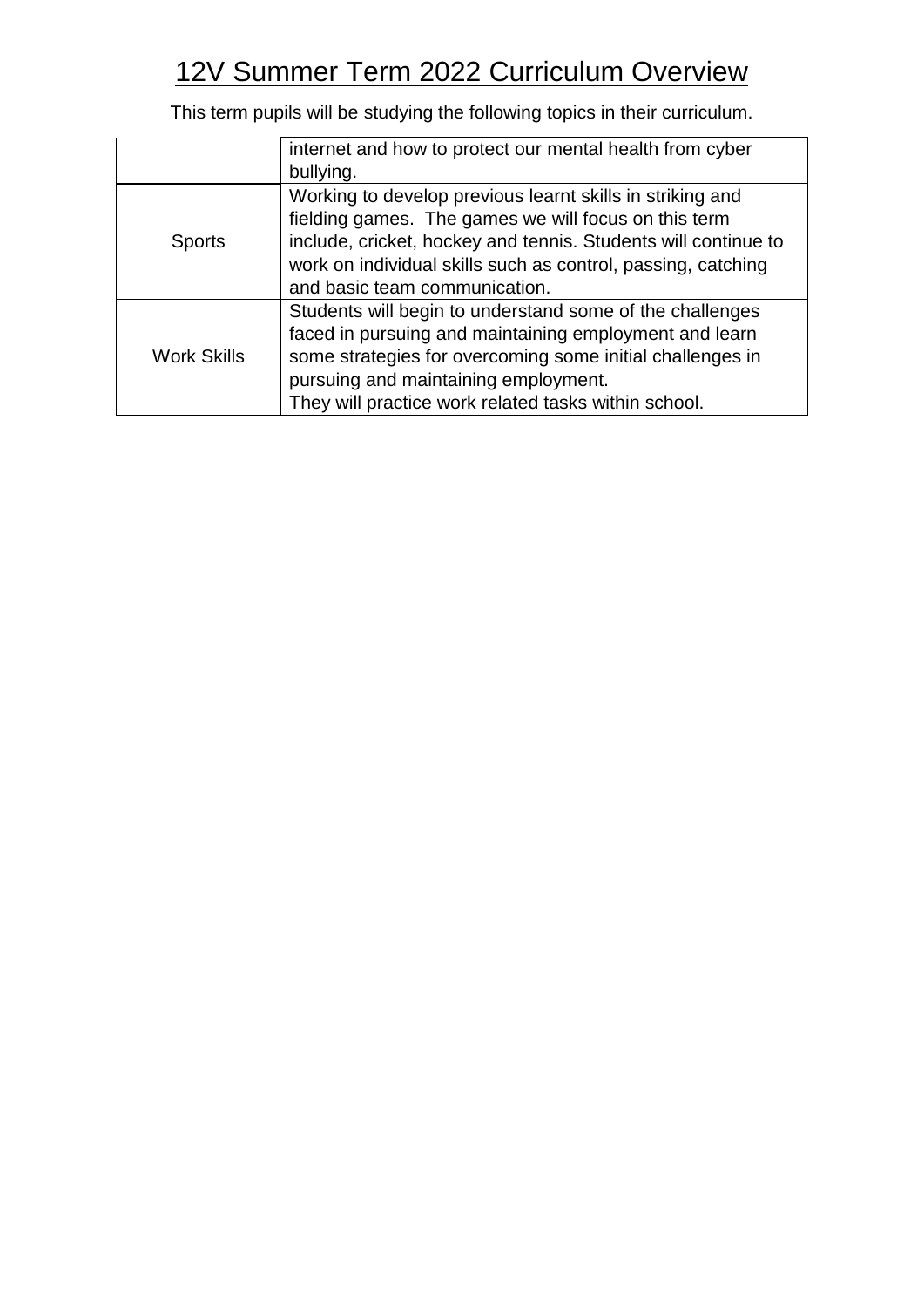# 12V Summer Term 2022 Curriculum Overview

This term pupils will be studying the following topics in their curriculum.

| | |
|---|---|
| | internet and how to protect our mental health from cyber bullying. |
| Sports | Working to develop previous learnt skills in striking and fielding games. The games we will focus on this term include, cricket, hockey and tennis. Students will continue to work on individual skills such as control, passing, catching and basic team communication. |
| Work Skills | Students will begin to understand some of the challenges faced in pursuing and maintaining employment and learn some strategies for overcoming some initial challenges in pursuing and maintaining employment.<br>They will practice work related tasks within school. |